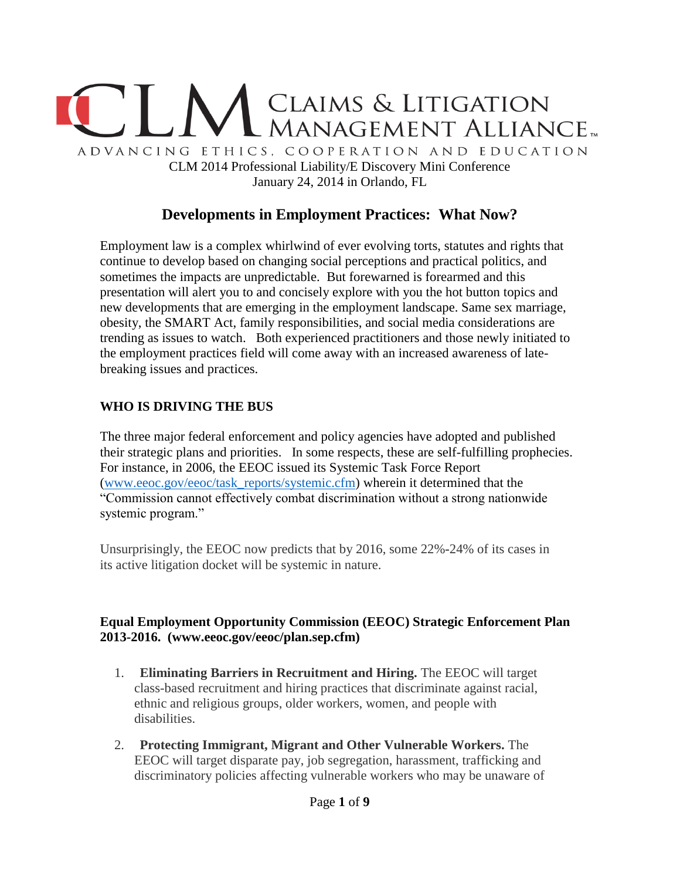# CLM Claims & Litigation Management Alliance

ADVANCING ETHICS, COOPERATION AND EDUCATION

CLM 2014 Professional Liability/E Discovery Mini Conference
January 24, 2014 in Orlando, FL

## Developments in Employment Practices: What Now?

Employment law is a complex whirlwind of ever evolving torts, statutes and rights that continue to develop based on changing social perceptions and practical politics, and sometimes the impacts are unpredictable. But forewarned is forearmed and this presentation will alert you to and concisely explore with you the hot button topics and new developments that are emerging in the employment landscape. Same sex marriage, obesity, the SMART Act, family responsibilities, and social media considerations are trending as issues to watch. Both experienced practitioners and those newly initiated to the employment practices field will come away with an increased awareness of late-breaking issues and practices.

### WHO IS DRIVING THE BUS

The three major federal enforcement and policy agencies have adopted and published their strategic plans and priorities. In some respects, these are self-fulfilling prophecies. For instance, in 2006, the EEOC issued its Systemic Task Force Report (www.eeoc.gov/eeoc/task_reports/systemic.cfm) wherein it determined that the "Commission cannot effectively combat discrimination without a strong nationwide systemic program."

Unsurprisingly, the EEOC now predicts that by 2016, some 22%-24% of its cases in its active litigation docket will be systemic in nature.

#### Equal Employment Opportunity Commission (EEOC) Strategic Enforcement Plan 2013-2016. (www.eeoc.gov/eeoc/plan.sep.cfm)

1. **Eliminating Barriers in Recruitment and Hiring.** The EEOC will target class-based recruitment and hiring practices that discriminate against racial, ethnic and religious groups, older workers, women, and people with disabilities.
2. **Protecting Immigrant, Migrant and Other Vulnerable Workers.** The EEOC will target disparate pay, job segregation, harassment, trafficking and discriminatory policies affecting vulnerable workers who may be unaware of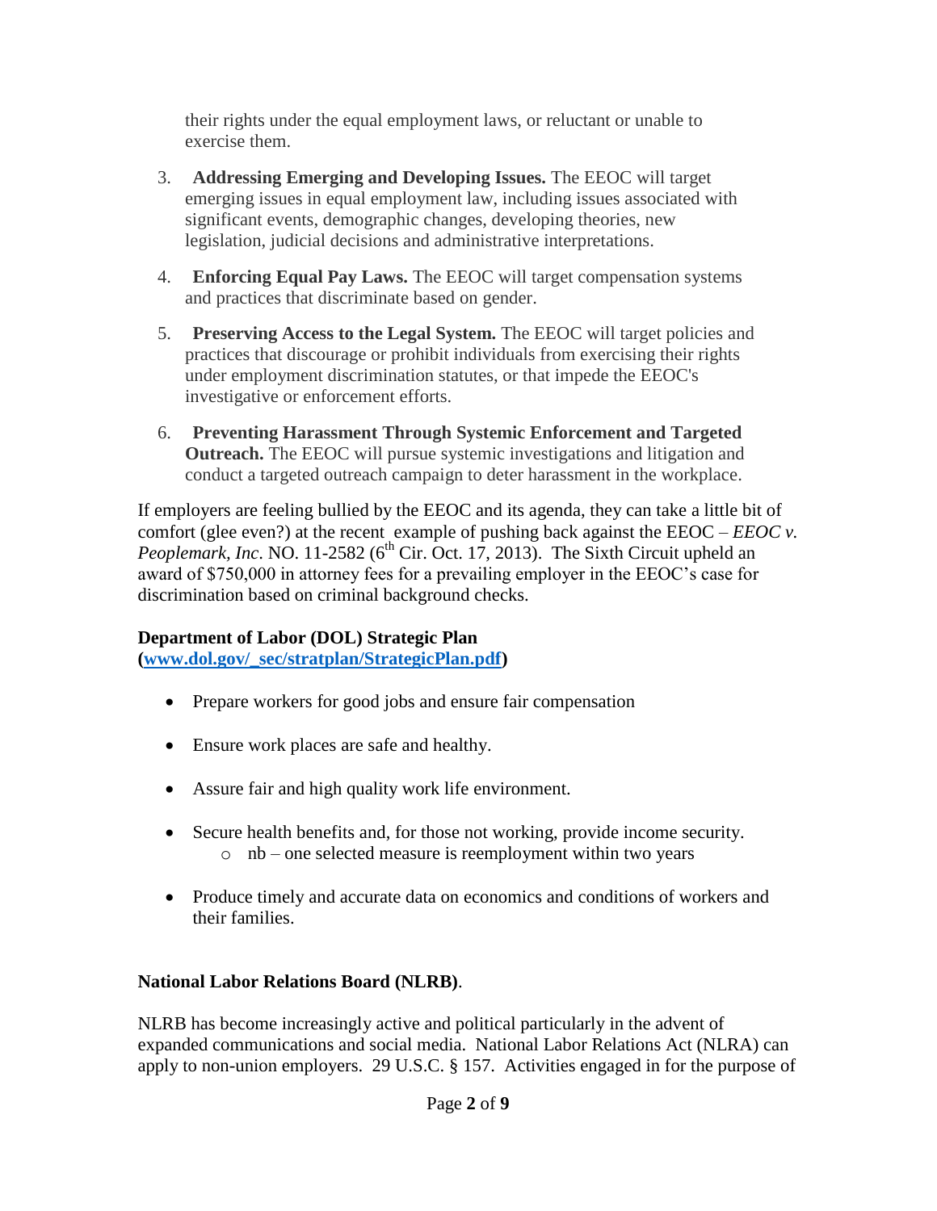their rights under the equal employment laws, or reluctant or unable to exercise them.

3. **Addressing Emerging and Developing Issues.** The EEOC will target emerging issues in equal employment law, including issues associated with significant events, demographic changes, developing theories, new legislation, judicial decisions and administrative interpretations.

4. **Enforcing Equal Pay Laws.** The EEOC will target compensation systems and practices that discriminate based on gender.

5. **Preserving Access to the Legal System.** The EEOC will target policies and practices that discourage or prohibit individuals from exercising their rights under employment discrimination statutes, or that impede the EEOC's investigative or enforcement efforts.

6. **Preventing Harassment Through Systemic Enforcement and Targeted Outreach.** The EEOC will pursue systemic investigations and litigation and conduct a targeted outreach campaign to deter harassment in the workplace.

If employers are feeling bullied by the EEOC and its agenda, they can take a little bit of comfort (glee even?) at the recent example of pushing back against the EEOC – *EEOC v. Peoplemark, Inc*. NO. 11-2582 (6th Cir. Oct. 17, 2013). The Sixth Circuit upheld an award of $750,000 in attorney fees for a prevailing employer in the EEOC's case for discrimination based on criminal background checks.

**Department of Labor (DOL) Strategic Plan (www.dol.gov/_sec/stratplan/StrategicPlan.pdf)**

- Prepare workers for good jobs and ensure fair compensation
- Ensure work places are safe and healthy.
- Assure fair and high quality work life environment.
- Secure health benefits and, for those not working, provide income security.
  - nb – one selected measure is reemployment within two years
- Produce timely and accurate data on economics and conditions of workers and their families.

**National Labor Relations Board (NLRB)**.

NLRB has become increasingly active and political particularly in the advent of expanded communications and social media. National Labor Relations Act (NLRA) can apply to non-union employers. 29 U.S.C. § 157. Activities engaged in for the purpose of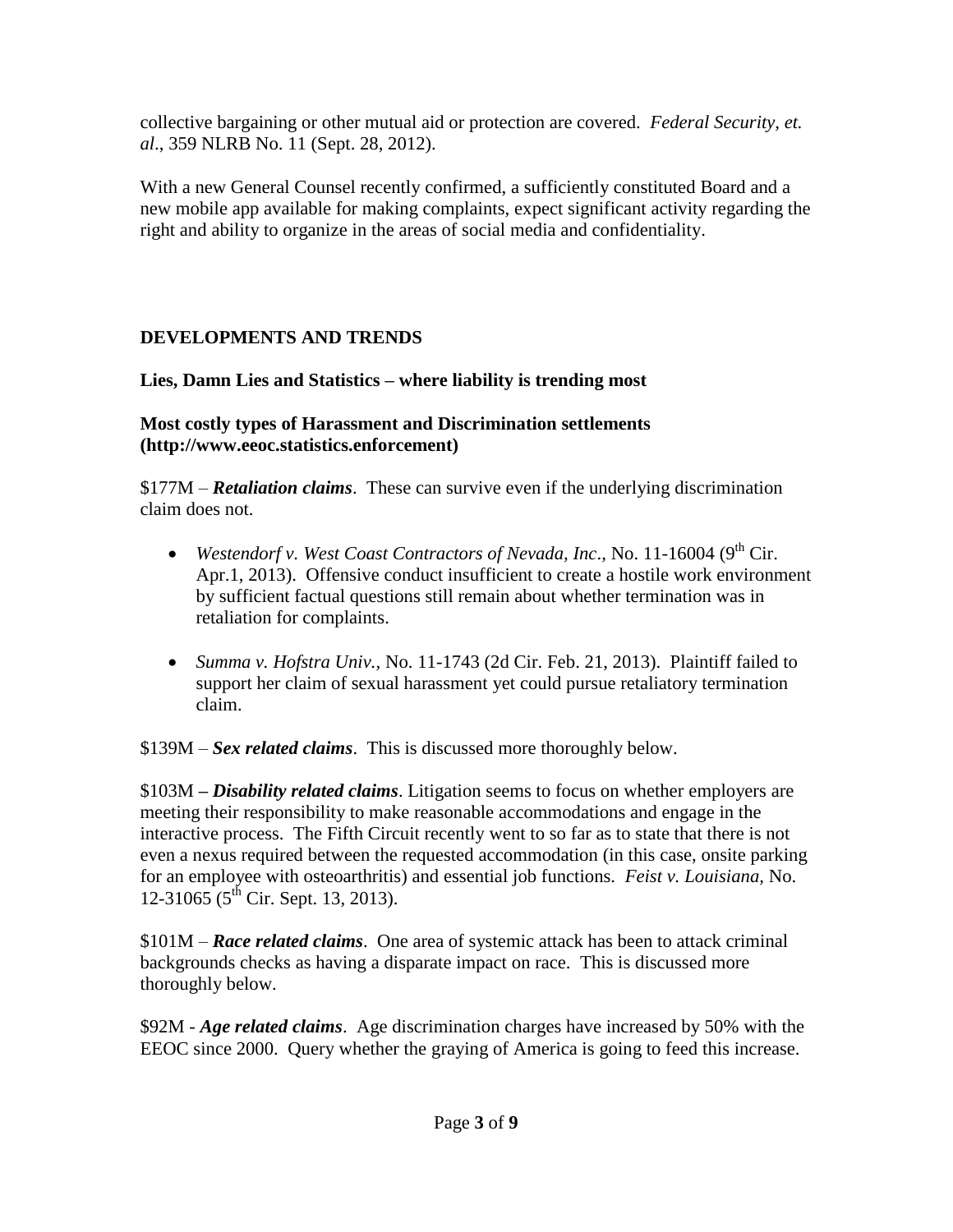collective bargaining or other mutual aid or protection are covered. *Federal Security, et. al*., 359 NLRB No. 11 (Sept. 28, 2012).

With a new General Counsel recently confirmed, a sufficiently constituted Board and a new mobile app available for making complaints, expect significant activity regarding the right and ability to organize in the areas of social media and confidentiality.

## DEVELOPMENTS AND TRENDS

### Lies, Damn Lies and Statistics – where liability is trending most

#### Most costly types of Harassment and Discrimination settlements (http://www.eeoc.statistics.enforcement)

$177M – ***Retaliation claims***. These can survive even if the underlying discrimination claim does not.

- *Westendorf v. West Coast Contractors of Nevada, Inc*., No. 11-16004 (9th Cir. Apr.1, 2013). Offensive conduct insufficient to create a hostile work environment by sufficient factual questions still remain about whether termination was in retaliation for complaints.

- *Summa v. Hofstra Univ.*, No. 11-1743 (2d Cir. Feb. 21, 2013). Plaintiff failed to support her claim of sexual harassment yet could pursue retaliatory termination claim.

$139M – ***Sex related claims***. This is discussed more thoroughly below.

$103M **–** ***Disability related claims***. Litigation seems to focus on whether employers are meeting their responsibility to make reasonable accommodations and engage in the interactive process. The Fifth Circuit recently went to so far as to state that there is not even a nexus required between the requested accommodation (in this case, onsite parking for an employee with osteoarthritis) and essential job functions. *Feist v. Louisiana,* No. 12-31065 (5th Cir. Sept. 13, 2013).

$101M – ***Race related claims***. One area of systemic attack has been to attack criminal backgrounds checks as having a disparate impact on race. This is discussed more thoroughly below.

$92M - ***Age related claims***. Age discrimination charges have increased by 50% with the EEOC since 2000. Query whether the graying of America is going to feed this increase.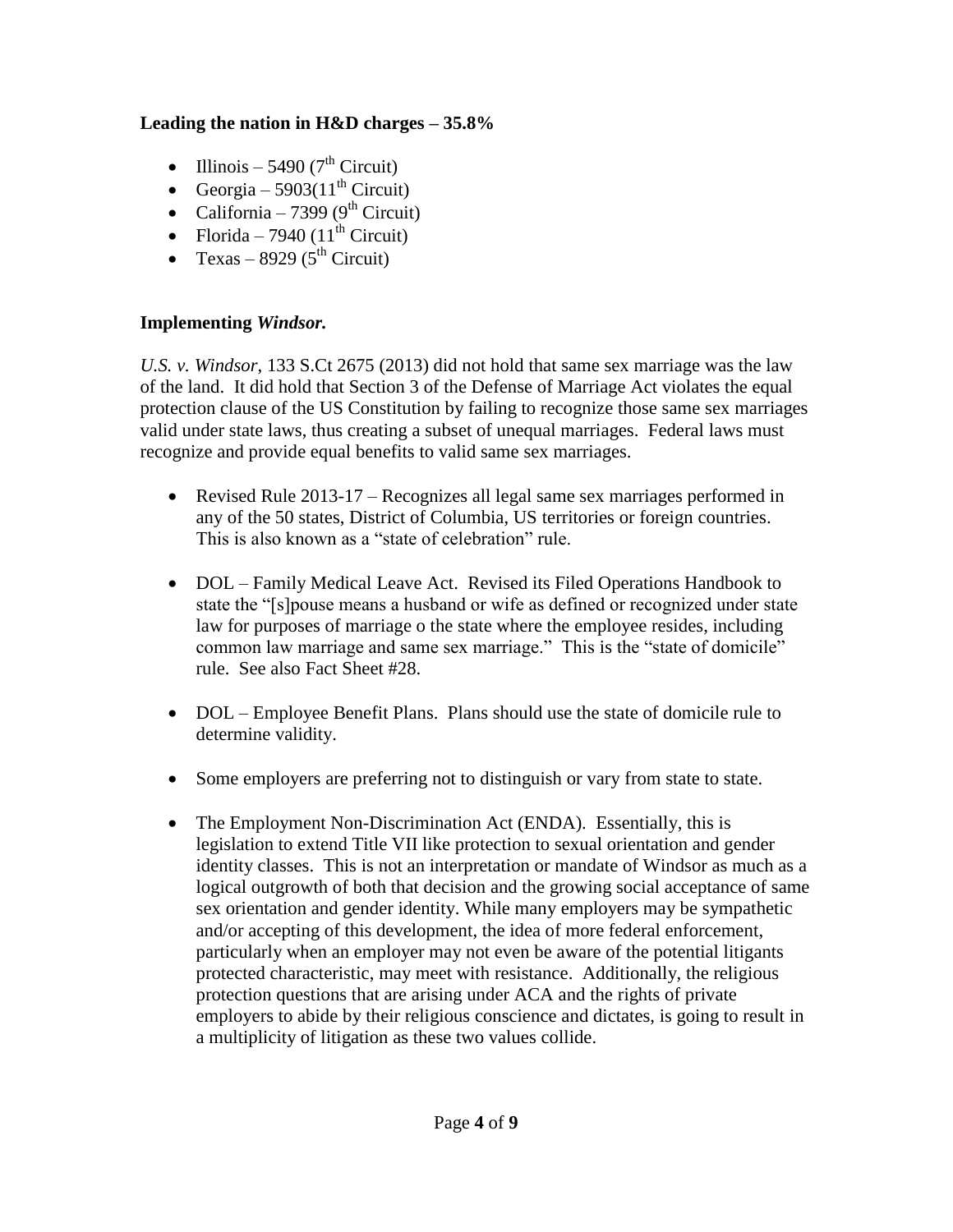**Leading the nation in H&D charges – 35.8%**

- Illinois – 5490 (7th Circuit)
- Georgia – 5903(11th Circuit)
- California – 7399 (9th Circuit)
- Florida – 7940 (11th Circuit)
- Texas – 8929 (5th Circuit)

**Implementing *Windsor.***

*U.S. v. Windsor*, 133 S.Ct 2675 (2013) did not hold that same sex marriage was the law of the land. It did hold that Section 3 of the Defense of Marriage Act violates the equal protection clause of the US Constitution by failing to recognize those same sex marriages valid under state laws, thus creating a subset of unequal marriages. Federal laws must recognize and provide equal benefits to valid same sex marriages.

- Revised Rule 2013-17 – Recognizes all legal same sex marriages performed in any of the 50 states, District of Columbia, US territories or foreign countries. This is also known as a "state of celebration" rule.
- DOL – Family Medical Leave Act. Revised its Filed Operations Handbook to state the "[s]pouse means a husband or wife as defined or recognized under state law for purposes of marriage o the state where the employee resides, including common law marriage and same sex marriage." This is the "state of domicile" rule. See also Fact Sheet #28.
- DOL – Employee Benefit Plans. Plans should use the state of domicile rule to determine validity.
- Some employers are preferring not to distinguish or vary from state to state.
- The Employment Non-Discrimination Act (ENDA). Essentially, this is legislation to extend Title VII like protection to sexual orientation and gender identity classes. This is not an interpretation or mandate of Windsor as much as a logical outgrowth of both that decision and the growing social acceptance of same sex orientation and gender identity. While many employers may be sympathetic and/or accepting of this development, the idea of more federal enforcement, particularly when an employer may not even be aware of the potential litigants protected characteristic, may meet with resistance. Additionally, the religious protection questions that are arising under ACA and the rights of private employers to abide by their religious conscience and dictates, is going to result in a multiplicity of litigation as these two values collide.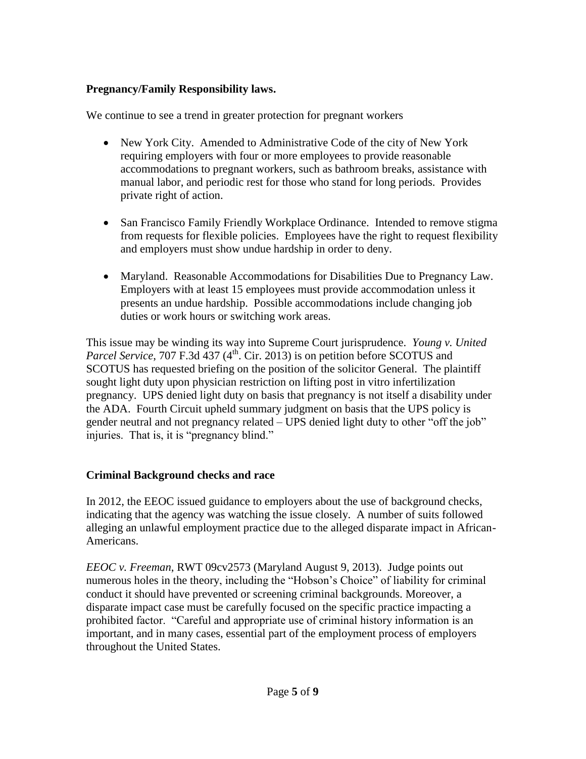**Pregnancy/Family Responsibility laws.**

We continue to see a trend in greater protection for pregnant workers

- New York City. Amended to Administrative Code of the city of New York requiring employers with four or more employees to provide reasonable accommodations to pregnant workers, such as bathroom breaks, assistance with manual labor, and periodic rest for those who stand for long periods. Provides private right of action.

- San Francisco Family Friendly Workplace Ordinance. Intended to remove stigma from requests for flexible policies. Employees have the right to request flexibility and employers must show undue hardship in order to deny.

- Maryland. Reasonable Accommodations for Disabilities Due to Pregnancy Law. Employers with at least 15 employees must provide accommodation unless it presents an undue hardship. Possible accommodations include changing job duties or work hours or switching work areas.

This issue may be winding its way into Supreme Court jurisprudence. *Young v. United Parcel Service*, 707 F.3d 437 (4th. Cir. 2013) is on petition before SCOTUS and SCOTUS has requested briefing on the position of the solicitor General. The plaintiff sought light duty upon physician restriction on lifting post in vitro infertilization pregnancy. UPS denied light duty on basis that pregnancy is not itself a disability under the ADA. Fourth Circuit upheld summary judgment on basis that the UPS policy is gender neutral and not pregnancy related – UPS denied light duty to other "off the job" injuries. That is, it is "pregnancy blind."

**Criminal Background checks and race**

In 2012, the EEOC issued guidance to employers about the use of background checks, indicating that the agency was watching the issue closely. A number of suits followed alleging an unlawful employment practice due to the alleged disparate impact in African-Americans.

*EEOC v. Freeman*, RWT 09cv2573 (Maryland August 9, 2013). Judge points out numerous holes in the theory, including the "Hobson's Choice" of liability for criminal conduct it should have prevented or screening criminal backgrounds. Moreover, a disparate impact case must be carefully focused on the specific practice impacting a prohibited factor. "Careful and appropriate use of criminal history information is an important, and in many cases, essential part of the employment process of employers throughout the United States.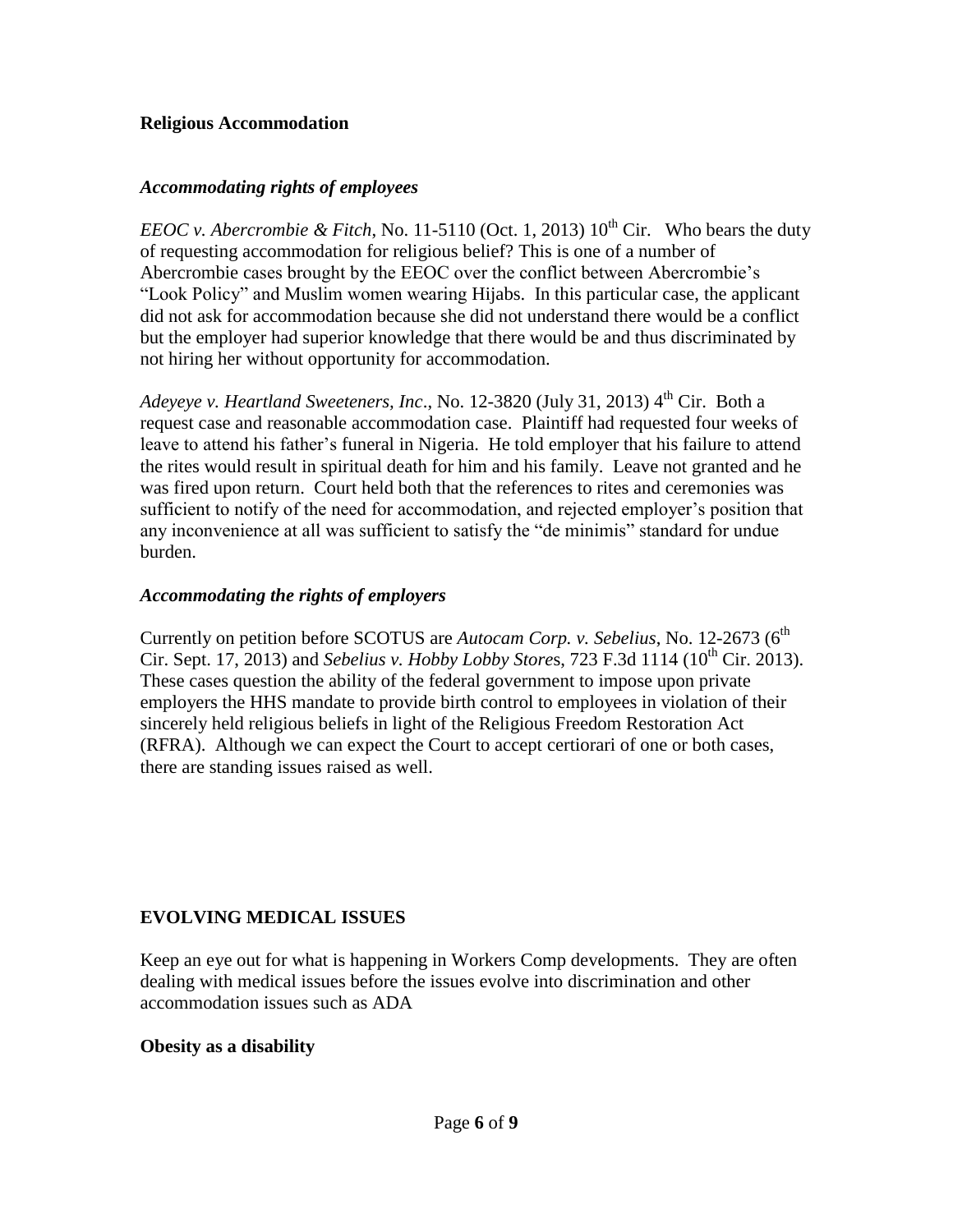**Religious Accommodation**

***Accommodating rights of employees***

*EEOC v. Abercrombie & Fitch*, No. 11-5110 (Oct. 1, 2013) 10th Cir. Who bears the duty of requesting accommodation for religious belief? This is one of a number of Abercrombie cases brought by the EEOC over the conflict between Abercrombie's "Look Policy" and Muslim women wearing Hijabs. In this particular case, the applicant did not ask for accommodation because she did not understand there would be a conflict but the employer had superior knowledge that there would be and thus discriminated by not hiring her without opportunity for accommodation.

*Adeyeye v. Heartland Sweeteners, Inc*., No. 12-3820 (July 31, 2013) 4th Cir. Both a request case and reasonable accommodation case. Plaintiff had requested four weeks of leave to attend his father's funeral in Nigeria. He told employer that his failure to attend the rites would result in spiritual death for him and his family. Leave not granted and he was fired upon return. Court held both that the references to rites and ceremonies was sufficient to notify of the need for accommodation, and rejected employer's position that any inconvenience at all was sufficient to satisfy the "de minimis" standard for undue burden.

***Accommodating the rights of employers***

Currently on petition before SCOTUS are *Autocam Corp. v. Sebelius*, No. 12-2673 (6th Cir. Sept. 17, 2013) and *Sebelius v. Hobby Lobby Store*s, 723 F.3d 1114 (10th Cir. 2013). These cases question the ability of the federal government to impose upon private employers the HHS mandate to provide birth control to employees in violation of their sincerely held religious beliefs in light of the Religious Freedom Restoration Act (RFRA). Although we can expect the Court to accept certiorari of one or both cases, there are standing issues raised as well.

**EVOLVING MEDICAL ISSUES**

Keep an eye out for what is happening in Workers Comp developments. They are often dealing with medical issues before the issues evolve into discrimination and other accommodation issues such as ADA

**Obesity as a disability**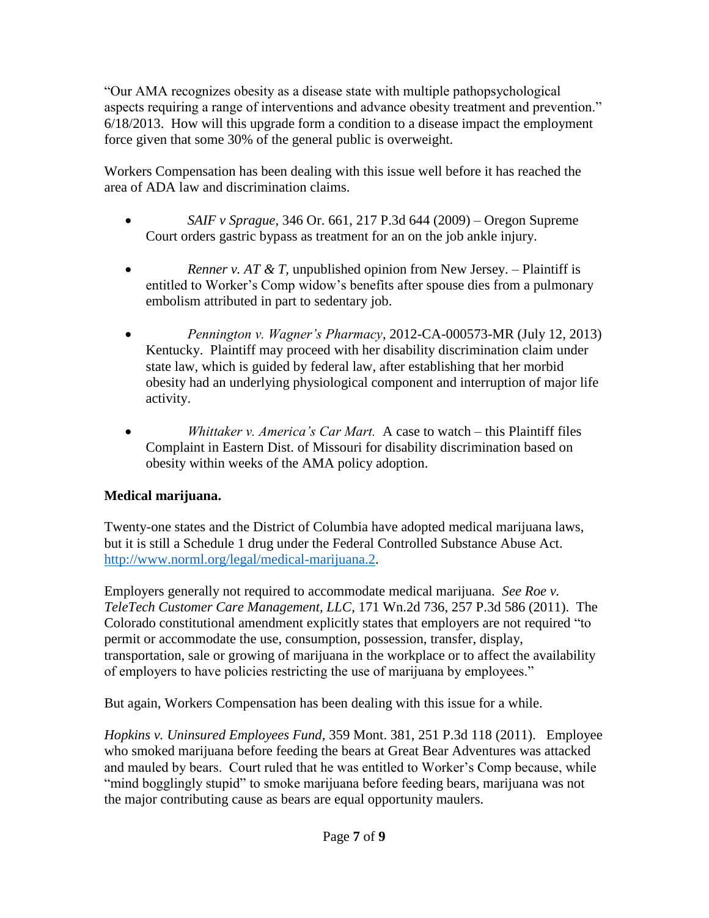"Our AMA recognizes obesity as a disease state with multiple pathopsychological aspects requiring a range of interventions and advance obesity treatment and prevention." 6/18/2013. How will this upgrade form a condition to a disease impact the employment force given that some 30% of the general public is overweight.

Workers Compensation has been dealing with this issue well before it has reached the area of ADA law and discrimination claims.

- *SAIF v Sprague*, 346 Or. 661, 217 P.3d 644 (2009) – Oregon Supreme Court orders gastric bypass as treatment for an on the job ankle injury.
- *Renner v. AT & T,* unpublished opinion from New Jersey. – Plaintiff is entitled to Worker's Comp widow's benefits after spouse dies from a pulmonary embolism attributed in part to sedentary job.
- *Pennington v. Wagner's Pharmacy*, 2012-CA-000573-MR (July 12, 2013) Kentucky. Plaintiff may proceed with her disability discrimination claim under state law, which is guided by federal law, after establishing that her morbid obesity had an underlying physiological component and interruption of major life activity.
- *Whittaker v. America's Car Mart.* A case to watch – this Plaintiff files Complaint in Eastern Dist. of Missouri for disability discrimination based on obesity within weeks of the AMA policy adoption.

**Medical marijuana.**

Twenty-one states and the District of Columbia have adopted medical marijuana laws, but it is still a Schedule 1 drug under the Federal Controlled Substance Abuse Act. http://www.norml.org/legal/medical-marijuana.2.

Employers generally not required to accommodate medical marijuana. *See Roe v. TeleTech Customer Care Management, LLC*, 171 Wn.2d 736, 257 P.3d 586 (2011). The Colorado constitutional amendment explicitly states that employers are not required "to permit or accommodate the use, consumption, possession, transfer, display, transportation, sale or growing of marijuana in the workplace or to affect the availability of employers to have policies restricting the use of marijuana by employees."

But again, Workers Compensation has been dealing with this issue for a while.

*Hopkins v. Uninsured Employees Fund*, 359 Mont. 381, 251 P.3d 118 (2011). Employee who smoked marijuana before feeding the bears at Great Bear Adventures was attacked and mauled by bears. Court ruled that he was entitled to Worker's Comp because, while "mind bogglingly stupid" to smoke marijuana before feeding bears, marijuana was not the major contributing cause as bears are equal opportunity maulers.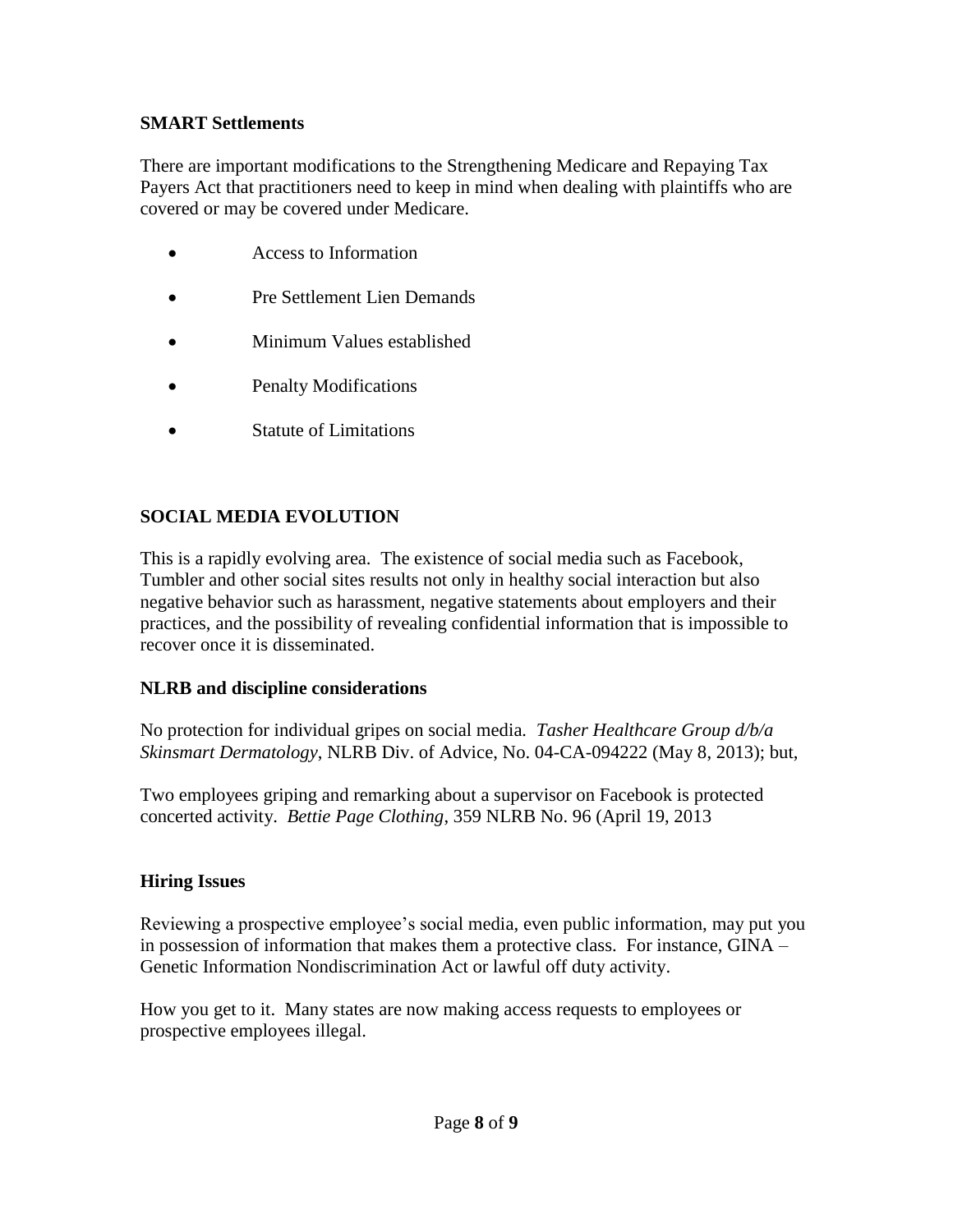**SMART Settlements**

There are important modifications to the Strengthening Medicare and Repaying Tax Payers Act that practitioners need to keep in mind when dealing with plaintiffs who are covered or may be covered under Medicare.

- Access to Information
- Pre Settlement Lien Demands
- Minimum Values established
- Penalty Modifications
- Statute of Limitations

**SOCIAL MEDIA EVOLUTION**

This is a rapidly evolving area. The existence of social media such as Facebook, Tumbler and other social sites results not only in healthy social interaction but also negative behavior such as harassment, negative statements about employers and their practices, and the possibility of revealing confidential information that is impossible to recover once it is disseminated.

**NLRB and discipline considerations**

No protection for individual gripes on social media. *Tasher Healthcare Group d/b/a Skinsmart Dermatology*, NLRB Div. of Advice, No. 04-CA-094222 (May 8, 2013); but,

Two employees griping and remarking about a supervisor on Facebook is protected concerted activity. *Bettie Page Clothing*, 359 NLRB No. 96 (April 19, 2013

**Hiring Issues**

Reviewing a prospective employee's social media, even public information, may put you in possession of information that makes them a protective class. For instance, GINA – Genetic Information Nondiscrimination Act or lawful off duty activity.

How you get to it. Many states are now making access requests to employees or prospective employees illegal.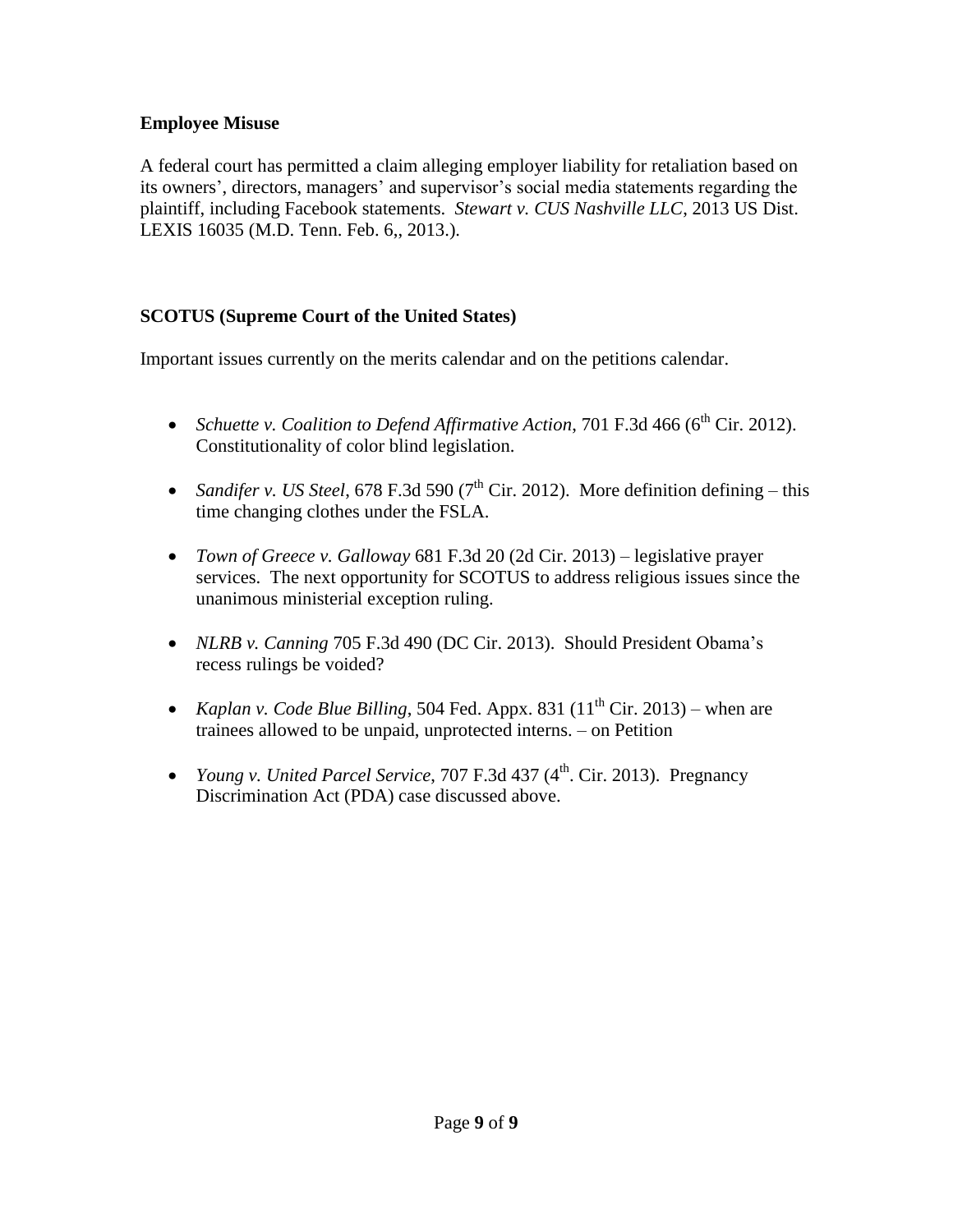**Employee Misuse**

A federal court has permitted a claim alleging employer liability for retaliation based on its owners', directors, managers' and supervisor's social media statements regarding the plaintiff, including Facebook statements. *Stewart v. CUS Nashville LLC*, 2013 US Dist. LEXIS 16035 (M.D. Tenn. Feb. 6,, 2013.).

**SCOTUS (Supreme Court of the United States)**

Important issues currently on the merits calendar and on the petitions calendar.

- *Schuette v. Coalition to Defend Affirmative Action*, 701 F.3d 466 (6th Cir. 2012). Constitutionality of color blind legislation.
- *Sandifer v. US Steel*, 678 F.3d 590 (7th Cir. 2012). More definition defining – this time changing clothes under the FSLA.
- *Town of Greece v. Galloway* 681 F.3d 20 (2d Cir. 2013) – legislative prayer services. The next opportunity for SCOTUS to address religious issues since the unanimous ministerial exception ruling.
- *NLRB v. Canning* 705 F.3d 490 (DC Cir. 2013). Should President Obama's recess rulings be voided?
- *Kaplan v. Code Blue Billing*, 504 Fed. Appx. 831 (11th Cir. 2013) – when are trainees allowed to be unpaid, unprotected interns. – on Petition
- *Young v. United Parcel Service*, 707 F.3d 437 (4th. Cir. 2013). Pregnancy Discrimination Act (PDA) case discussed above.